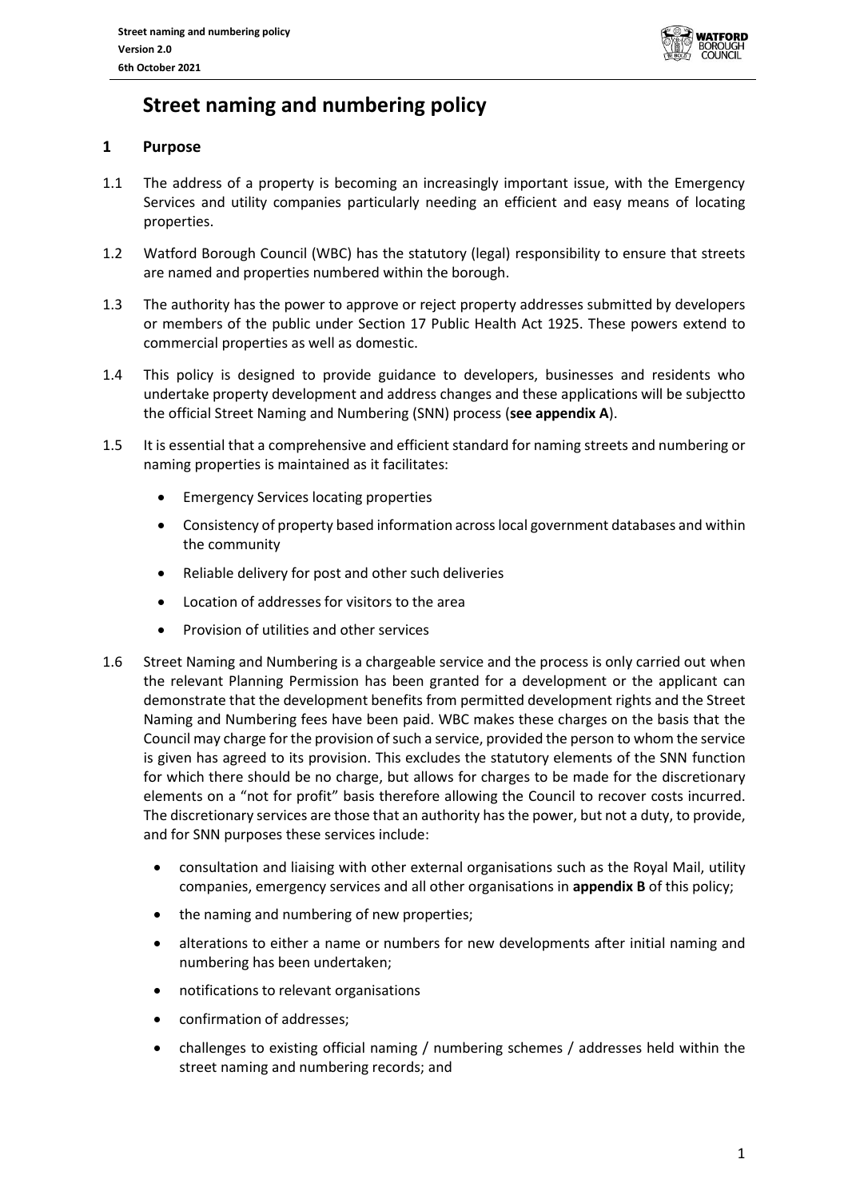# Street naming and numbering policy

## 1 Purpose

1.1 The address of a property is becoming an increasingly important issue, with the Emergency Services and utility companies particularly needing an efficient and easy means of locating properties.

1.2 Watford Borough Council (WBC) has the statutory (legal) responsibility to ensure that streets are named and properties numbered within the borough.

1.3 The authority has the power to approve or reject property addresses submitted by developers or members of the public under Section 17 Public Health Act 1925. These powers extend to commercial properties as well as domestic.

1.4 This policy is designed to provide guidance to developers, businesses and residents who undertake property development and address changes and these applications will be subjectto the official Street Naming and Numbering (SNN) process (**see appendix A**).

1.5 It is essential that a comprehensive and efficient standard for naming streets and numbering or naming properties is maintained as it facilitates:

- Emergency Services locating properties
- Consistency of property based information across local government databases and within the community
- Reliable delivery for post and other such deliveries
- Location of addresses for visitors to the area
- Provision of utilities and other services

1.6 Street Naming and Numbering is a chargeable service and the process is only carried out when the relevant Planning Permission has been granted for a development or the applicant can demonstrate that the development benefits from permitted development rights and the Street Naming and Numbering fees have been paid. WBC makes these charges on the basis that the Council may charge for the provision of such a service, provided the person to whom the service is given has agreed to its provision. This excludes the statutory elements of the SNN function for which there should be no charge, but allows for charges to be made for the discretionary elements on a "not for profit" basis therefore allowing the Council to recover costs incurred. The discretionary services are those that an authority has the power, but not a duty, to provide, and for SNN purposes these services include:

- consultation and liaising with other external organisations such as the Royal Mail, utility companies, emergency services and all other organisations in **appendix B** of this policy;
- the naming and numbering of new properties;
- alterations to either a name or numbers for new developments after initial naming and numbering has been undertaken;
- notifications to relevant organisations
- confirmation of addresses;
- challenges to existing official naming / numbering schemes / addresses held within the street naming and numbering records; and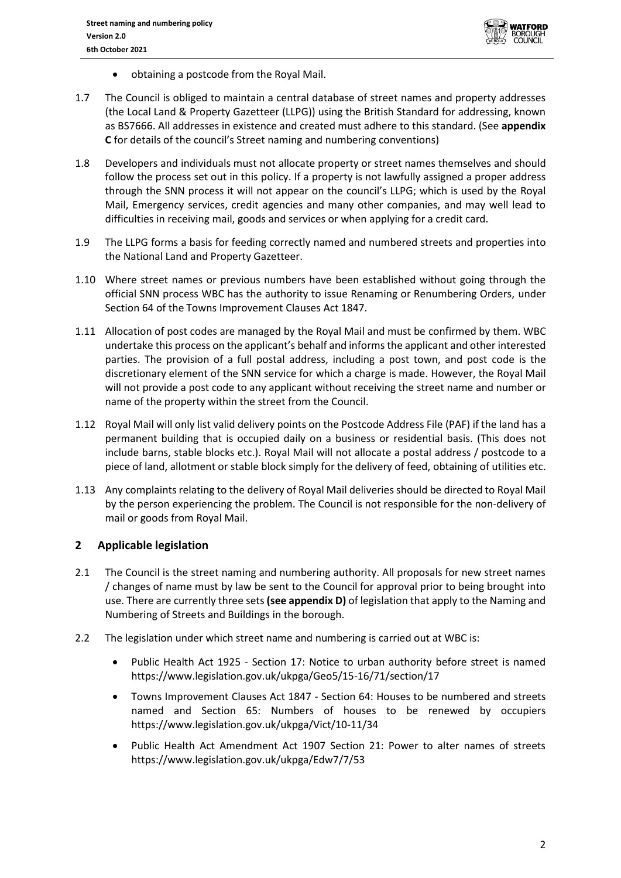- obtaining a postcode from the Royal Mail.

1.7 The Council is obliged to maintain a central database of street names and property addresses (the Local Land & Property Gazetteer (LLPG)) using the British Standard for addressing, known as BS7666. All addresses in existence and created must adhere to this standard. (See **appendix C** for details of the council's Street naming and numbering conventions)

1.8 Developers and individuals must not allocate property or street names themselves and should follow the process set out in this policy. If a property is not lawfully assigned a proper address through the SNN process it will not appear on the council's LLPG; which is used by the Royal Mail, Emergency services, credit agencies and many other companies, and may well lead to difficulties in receiving mail, goods and services or when applying for a credit card.

1.9 The LLPG forms a basis for feeding correctly named and numbered streets and properties into the National Land and Property Gazetteer.

1.10 Where street names or previous numbers have been established without going through the official SNN process WBC has the authority to issue Renaming or Renumbering Orders, under Section 64 of the Towns Improvement Clauses Act 1847.

1.11 Allocation of post codes are managed by the Royal Mail and must be confirmed by them. WBC undertake this process on the applicant's behalf and informs the applicant and other interested parties. The provision of a full postal address, including a post town, and post code is the discretionary element of the SNN service for which a charge is made. However, the Royal Mail will not provide a post code to any applicant without receiving the street name and number or name of the property within the street from the Council.

1.12 Royal Mail will only list valid delivery points on the Postcode Address File (PAF) if the land has a permanent building that is occupied daily on a business or residential basis. (This does not include barns, stable blocks etc.). Royal Mail will not allocate a postal address / postcode to a piece of land, allotment or stable block simply for the delivery of feed, obtaining of utilities etc.

1.13 Any complaints relating to the delivery of Royal Mail deliveries should be directed to Royal Mail by the person experiencing the problem. The Council is not responsible for the non-delivery of mail or goods from Royal Mail.

## 2 Applicable legislation

2.1 The Council is the street naming and numbering authority. All proposals for new street names / changes of name must by law be sent to the Council for approval prior to being brought into use. There are currently three sets **(see appendix D)** of legislation that apply to the Naming and Numbering of Streets and Buildings in the borough.

2.2 The legislation under which street name and numbering is carried out at WBC is:

- Public Health Act 1925 - Section 17: Notice to urban authority before street is named https://www.legislation.gov.uk/ukpga/Geo5/15-16/71/section/17
- Towns Improvement Clauses Act 1847 - Section 64: Houses to be numbered and streets named and Section 65: Numbers of houses to be renewed by occupiers https://www.legislation.gov.uk/ukpga/Vict/10-11/34
- Public Health Act Amendment Act 1907 Section 21: Power to alter names of streets https://www.legislation.gov.uk/ukpga/Edw7/7/53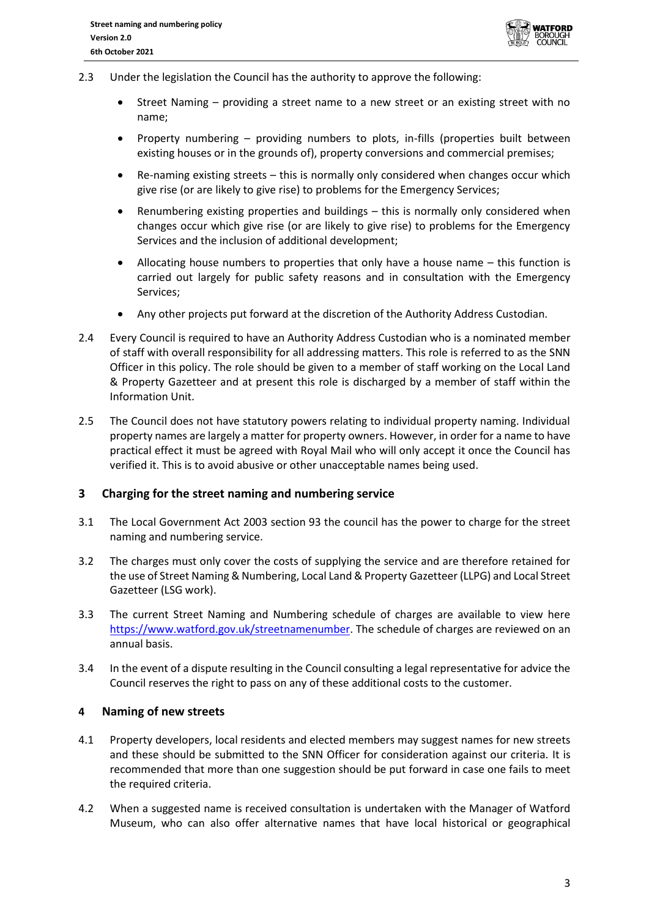2.3 Under the legislation the Council has the authority to approve the following:

- Street Naming – providing a street name to a new street or an existing street with no name;
- Property numbering – providing numbers to plots, in-fills (properties built between existing houses or in the grounds of), property conversions and commercial premises;
- Re-naming existing streets – this is normally only considered when changes occur which give rise (or are likely to give rise) to problems for the Emergency Services;
- Renumbering existing properties and buildings – this is normally only considered when changes occur which give rise (or are likely to give rise) to problems for the Emergency Services and the inclusion of additional development;
- Allocating house numbers to properties that only have a house name – this function is carried out largely for public safety reasons and in consultation with the Emergency Services;
- Any other projects put forward at the discretion of the Authority Address Custodian.

2.4 Every Council is required to have an Authority Address Custodian who is a nominated member of staff with overall responsibility for all addressing matters. This role is referred to as the SNN Officer in this policy. The role should be given to a member of staff working on the Local Land & Property Gazetteer and at present this role is discharged by a member of staff within the Information Unit.

2.5 The Council does not have statutory powers relating to individual property naming. Individual property names are largely a matter for property owners. However, in order for a name to have practical effect it must be agreed with Royal Mail who will only accept it once the Council has verified it. This is to avoid abusive or other unacceptable names being used.

## 3 Charging for the street naming and numbering service

3.1 The Local Government Act 2003 section 93 the council has the power to charge for the street naming and numbering service.

3.2 The charges must only cover the costs of supplying the service and are therefore retained for the use of Street Naming & Numbering, Local Land & Property Gazetteer (LLPG) and Local Street Gazetteer (LSG work).

3.3 The current Street Naming and Numbering schedule of charges are available to view here https://www.watford.gov.uk/streetnamenumber. The schedule of charges are reviewed on an annual basis.

3.4 In the event of a dispute resulting in the Council consulting a legal representative for advice the Council reserves the right to pass on any of these additional costs to the customer.

## 4 Naming of new streets

4.1 Property developers, local residents and elected members may suggest names for new streets and these should be submitted to the SNN Officer for consideration against our criteria. It is recommended that more than one suggestion should be put forward in case one fails to meet the required criteria.

4.2 When a suggested name is received consultation is undertaken with the Manager of Watford Museum, who can also offer alternative names that have local historical or geographical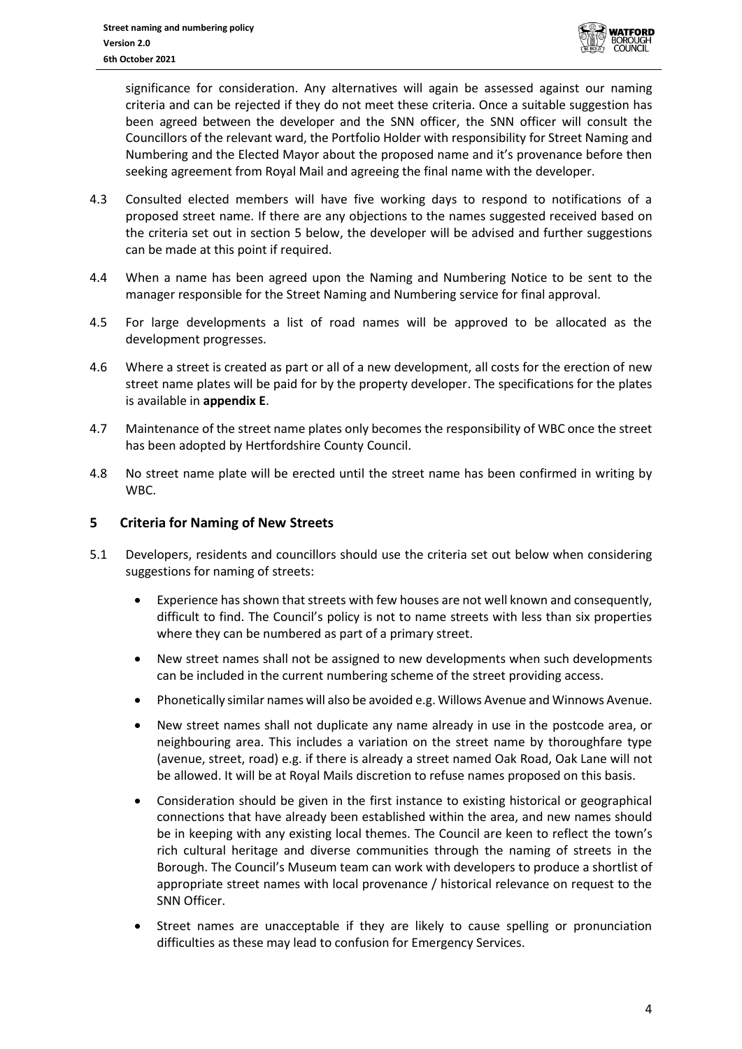significance for consideration. Any alternatives will again be assessed against our naming criteria and can be rejected if they do not meet these criteria. Once a suitable suggestion has been agreed between the developer and the SNN officer, the SNN officer will consult the Councillors of the relevant ward, the Portfolio Holder with responsibility for Street Naming and Numbering and the Elected Mayor about the proposed name and it's provenance before then seeking agreement from Royal Mail and agreeing the final name with the developer.

4.3 Consulted elected members will have five working days to respond to notifications of a proposed street name. If there are any objections to the names suggested received based on the criteria set out in section 5 below, the developer will be advised and further suggestions can be made at this point if required.

4.4 When a name has been agreed upon the Naming and Numbering Notice to be sent to the manager responsible for the Street Naming and Numbering service for final approval.

4.5 For large developments a list of road names will be approved to be allocated as the development progresses.

4.6 Where a street is created as part or all of a new development, all costs for the erection of new street name plates will be paid for by the property developer. The specifications for the plates is available in **appendix E**.

4.7 Maintenance of the street name plates only becomes the responsibility of WBC once the street has been adopted by Hertfordshire County Council.

4.8 No street name plate will be erected until the street name has been confirmed in writing by WBC.

## 5 Criteria for Naming of New Streets

5.1 Developers, residents and councillors should use the criteria set out below when considering suggestions for naming of streets:

- Experience has shown that streets with few houses are not well known and consequently, difficult to find. The Council's policy is not to name streets with less than six properties where they can be numbered as part of a primary street.
- New street names shall not be assigned to new developments when such developments can be included in the current numbering scheme of the street providing access.
- Phonetically similar names will also be avoided e.g. Willows Avenue and Winnows Avenue.
- New street names shall not duplicate any name already in use in the postcode area, or neighbouring area. This includes a variation on the street name by thoroughfare type (avenue, street, road) e.g. if there is already a street named Oak Road, Oak Lane will not be allowed. It will be at Royal Mails discretion to refuse names proposed on this basis.
- Consideration should be given in the first instance to existing historical or geographical connections that have already been established within the area, and new names should be in keeping with any existing local themes. The Council are keen to reflect the town's rich cultural heritage and diverse communities through the naming of streets in the Borough. The Council's Museum team can work with developers to produce a shortlist of appropriate street names with local provenance / historical relevance on request to the SNN Officer.
- Street names are unacceptable if they are likely to cause spelling or pronunciation difficulties as these may lead to confusion for Emergency Services.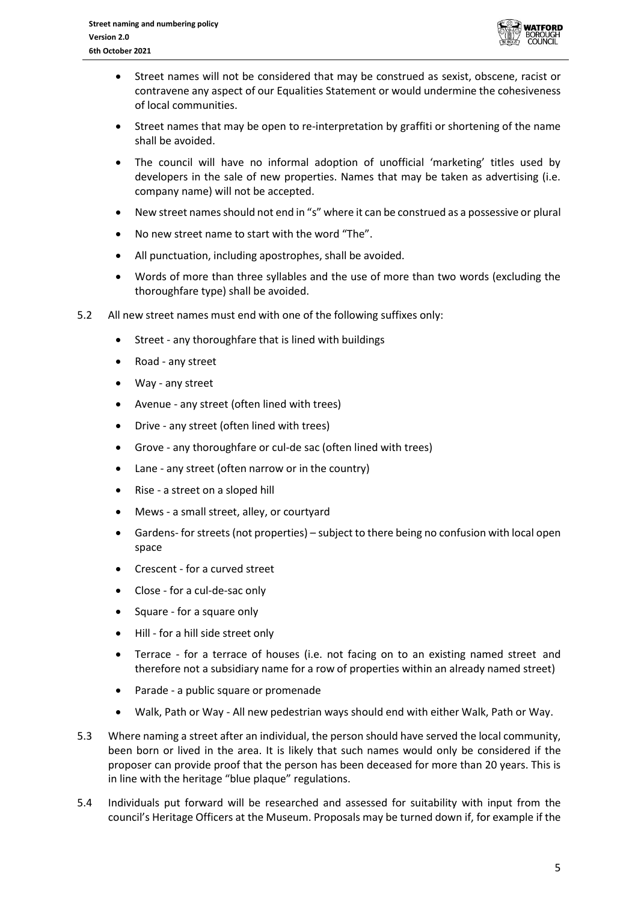- Street names will not be considered that may be construed as sexist, obscene, racist or contravene any aspect of our Equalities Statement or would undermine the cohesiveness of local communities.
- Street names that may be open to re-interpretation by graffiti or shortening of the name shall be avoided.
- The council will have no informal adoption of unofficial 'marketing' titles used by developers in the sale of new properties. Names that may be taken as advertising (i.e. company name) will not be accepted.
- New street names should not end in "s" where it can be construed as a possessive or plural
- No new street name to start with the word "The".
- All punctuation, including apostrophes, shall be avoided.
- Words of more than three syllables and the use of more than two words (excluding the thoroughfare type) shall be avoided.

5.2 All new street names must end with one of the following suffixes only:

- Street - any thoroughfare that is lined with buildings
- Road - any street
- Way - any street
- Avenue - any street (often lined with trees)
- Drive - any street (often lined with trees)
- Grove - any thoroughfare or cul-de sac (often lined with trees)
- Lane - any street (often narrow or in the country)
- Rise - a street on a sloped hill
- Mews - a small street, alley, or courtyard
- Gardens- for streets (not properties) – subject to there being no confusion with local open space
- Crescent - for a curved street
- Close - for a cul-de-sac only
- Square - for a square only
- Hill - for a hill side street only
- Terrace - for a terrace of houses (i.e. not facing on to an existing named street and therefore not a subsidiary name for a row of properties within an already named street)
- Parade - a public square or promenade
- Walk, Path or Way - All new pedestrian ways should end with either Walk, Path or Way.

5.3 Where naming a street after an individual, the person should have served the local community, been born or lived in the area. It is likely that such names would only be considered if the proposer can provide proof that the person has been deceased for more than 20 years. This is in line with the heritage "blue plaque" regulations.

5.4 Individuals put forward will be researched and assessed for suitability with input from the council's Heritage Officers at the Museum. Proposals may be turned down if, for example if the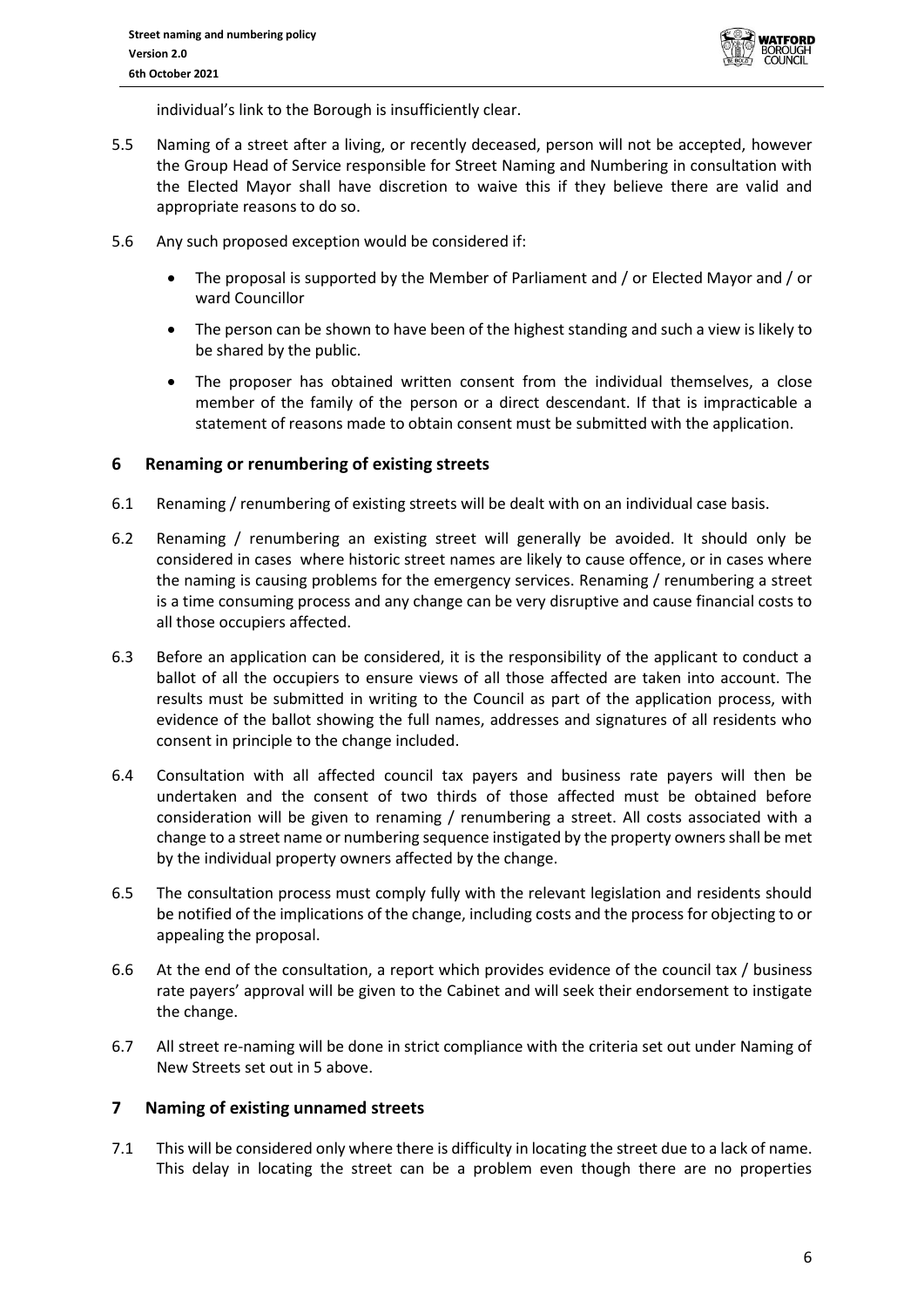individual's link to the Borough is insufficiently clear.

5.5 Naming of a street after a living, or recently deceased, person will not be accepted, however the Group Head of Service responsible for Street Naming and Numbering in consultation with the Elected Mayor shall have discretion to waive this if they believe there are valid and appropriate reasons to do so.

5.6 Any such proposed exception would be considered if:

- The proposal is supported by the Member of Parliament and / or Elected Mayor and / or ward Councillor
- The person can be shown to have been of the highest standing and such a view is likely to be shared by the public.
- The proposer has obtained written consent from the individual themselves, a close member of the family of the person or a direct descendant. If that is impracticable a statement of reasons made to obtain consent must be submitted with the application.

## 6 Renaming or renumbering of existing streets

6.1 Renaming / renumbering of existing streets will be dealt with on an individual case basis.

6.2 Renaming / renumbering an existing street will generally be avoided. It should only be considered in cases where historic street names are likely to cause offence, or in cases where the naming is causing problems for the emergency services. Renaming / renumbering a street is a time consuming process and any change can be very disruptive and cause financial costs to all those occupiers affected.

6.3 Before an application can be considered, it is the responsibility of the applicant to conduct a ballot of all the occupiers to ensure views of all those affected are taken into account. The results must be submitted in writing to the Council as part of the application process, with evidence of the ballot showing the full names, addresses and signatures of all residents who consent in principle to the change included.

6.4 Consultation with all affected council tax payers and business rate payers will then be undertaken and the consent of two thirds of those affected must be obtained before consideration will be given to renaming / renumbering a street. All costs associated with a change to a street name or numbering sequence instigated by the property owners shall be met by the individual property owners affected by the change.

6.5 The consultation process must comply fully with the relevant legislation and residents should be notified of the implications of the change, including costs and the process for objecting to or appealing the proposal.

6.6 At the end of the consultation, a report which provides evidence of the council tax / business rate payers' approval will be given to the Cabinet and will seek their endorsement to instigate the change.

6.7 All street re-naming will be done in strict compliance with the criteria set out under Naming of New Streets set out in 5 above.

## 7 Naming of existing unnamed streets

7.1 This will be considered only where there is difficulty in locating the street due to a lack of name. This delay in locating the street can be a problem even though there are no properties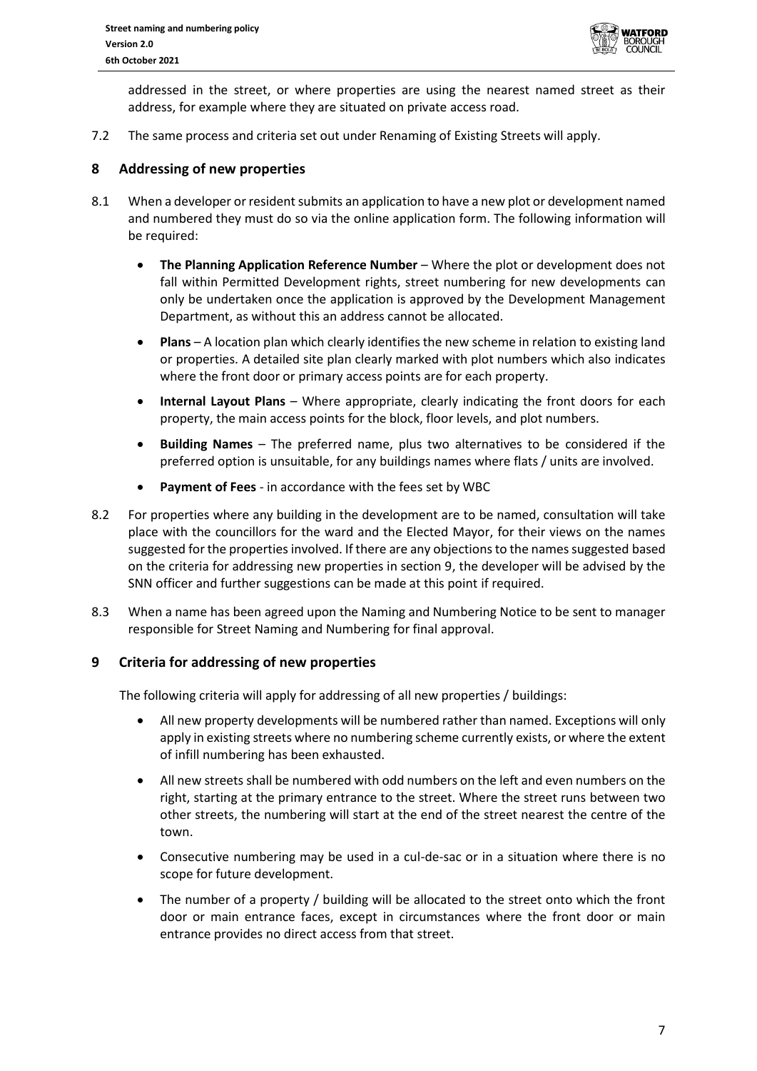addressed in the street, or where properties are using the nearest named street as their address, for example where they are situated on private access road.

7.2 The same process and criteria set out under Renaming of Existing Streets will apply.

## 8 Addressing of new properties

8.1 When a developer or resident submits an application to have a new plot or development named and numbered they must do so via the online application form. The following information will be required:

- **The Planning Application Reference Number** – Where the plot or development does not fall within Permitted Development rights, street numbering for new developments can only be undertaken once the application is approved by the Development Management Department, as without this an address cannot be allocated.
- **Plans** – A location plan which clearly identifies the new scheme in relation to existing land or properties. A detailed site plan clearly marked with plot numbers which also indicates where the front door or primary access points are for each property.
- **Internal Layout Plans** – Where appropriate, clearly indicating the front doors for each property, the main access points for the block, floor levels, and plot numbers.
- **Building Names** – The preferred name, plus two alternatives to be considered if the preferred option is unsuitable, for any buildings names where flats / units are involved.
- **Payment of Fees** - in accordance with the fees set by WBC

8.2 For properties where any building in the development are to be named, consultation will take place with the councillors for the ward and the Elected Mayor, for their views on the names suggested for the properties involved. If there are any objections to the names suggested based on the criteria for addressing new properties in section 9, the developer will be advised by the SNN officer and further suggestions can be made at this point if required.

8.3 When a name has been agreed upon the Naming and Numbering Notice to be sent to manager responsible for Street Naming and Numbering for final approval.

## 9 Criteria for addressing of new properties

The following criteria will apply for addressing of all new properties / buildings:

- All new property developments will be numbered rather than named. Exceptions will only apply in existing streets where no numbering scheme currently exists, or where the extent of infill numbering has been exhausted.
- All new streets shall be numbered with odd numbers on the left and even numbers on the right, starting at the primary entrance to the street. Where the street runs between two other streets, the numbering will start at the end of the street nearest the centre of the town.
- Consecutive numbering may be used in a cul-de-sac or in a situation where there is no scope for future development.
- The number of a property / building will be allocated to the street onto which the front door or main entrance faces, except in circumstances where the front door or main entrance provides no direct access from that street.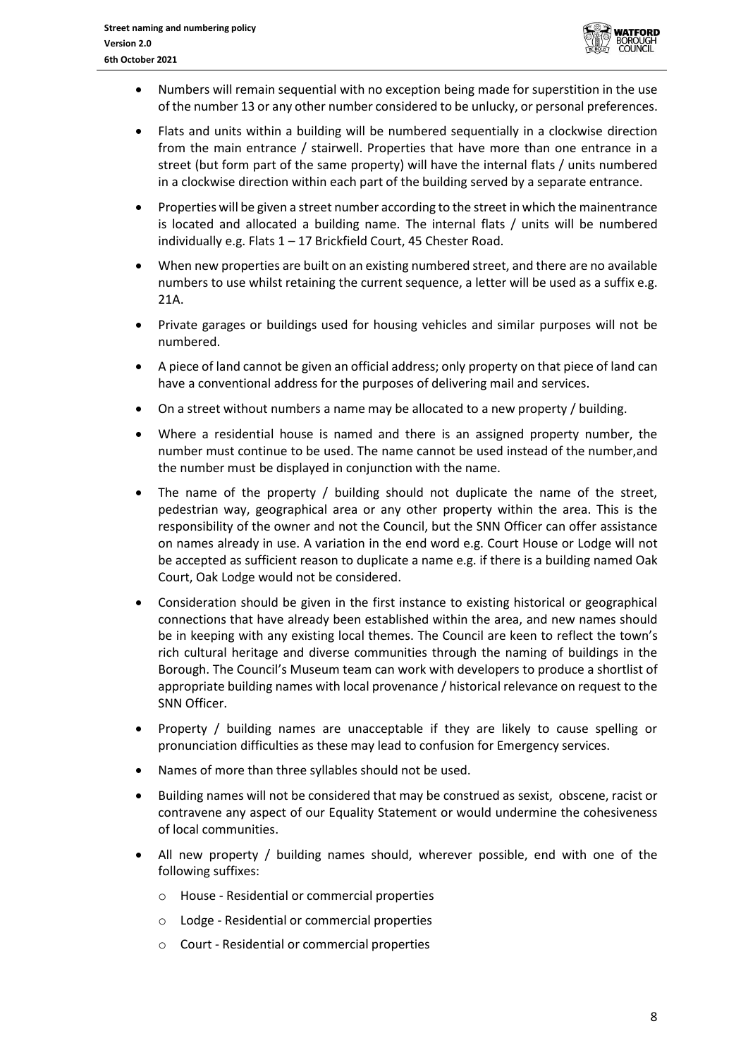- Numbers will remain sequential with no exception being made for superstition in the use of the number 13 or any other number considered to be unlucky, or personal preferences.
- Flats and units within a building will be numbered sequentially in a clockwise direction from the main entrance / stairwell. Properties that have more than one entrance in a street (but form part of the same property) will have the internal flats / units numbered in a clockwise direction within each part of the building served by a separate entrance.
- Properties will be given a street number according to the street in which the mainentrance is located and allocated a building name. The internal flats / units will be numbered individually e.g. Flats 1 – 17 Brickfield Court, 45 Chester Road.
- When new properties are built on an existing numbered street, and there are no available numbers to use whilst retaining the current sequence, a letter will be used as a suffix e.g. 21A.
- Private garages or buildings used for housing vehicles and similar purposes will not be numbered.
- A piece of land cannot be given an official address; only property on that piece of land can have a conventional address for the purposes of delivering mail and services.
- On a street without numbers a name may be allocated to a new property / building.
- Where a residential house is named and there is an assigned property number, the number must continue to be used. The name cannot be used instead of the number,and the number must be displayed in conjunction with the name.
- The name of the property / building should not duplicate the name of the street, pedestrian way, geographical area or any other property within the area. This is the responsibility of the owner and not the Council, but the SNN Officer can offer assistance on names already in use. A variation in the end word e.g. Court House or Lodge will not be accepted as sufficient reason to duplicate a name e.g. if there is a building named Oak Court, Oak Lodge would not be considered.
- Consideration should be given in the first instance to existing historical or geographical connections that have already been established within the area, and new names should be in keeping with any existing local themes. The Council are keen to reflect the town's rich cultural heritage and diverse communities through the naming of buildings in the Borough. The Council's Museum team can work with developers to produce a shortlist of appropriate building names with local provenance / historical relevance on request to the SNN Officer.
- Property / building names are unacceptable if they are likely to cause spelling or pronunciation difficulties as these may lead to confusion for Emergency services.
- Names of more than three syllables should not be used.
- Building names will not be considered that may be construed as sexist, obscene, racist or contravene any aspect of our Equality Statement or would undermine the cohesiveness of local communities.
- All new property / building names should, wherever possible, end with one of the following suffixes:
  - House - Residential or commercial properties
  - Lodge - Residential or commercial properties
  - Court - Residential or commercial properties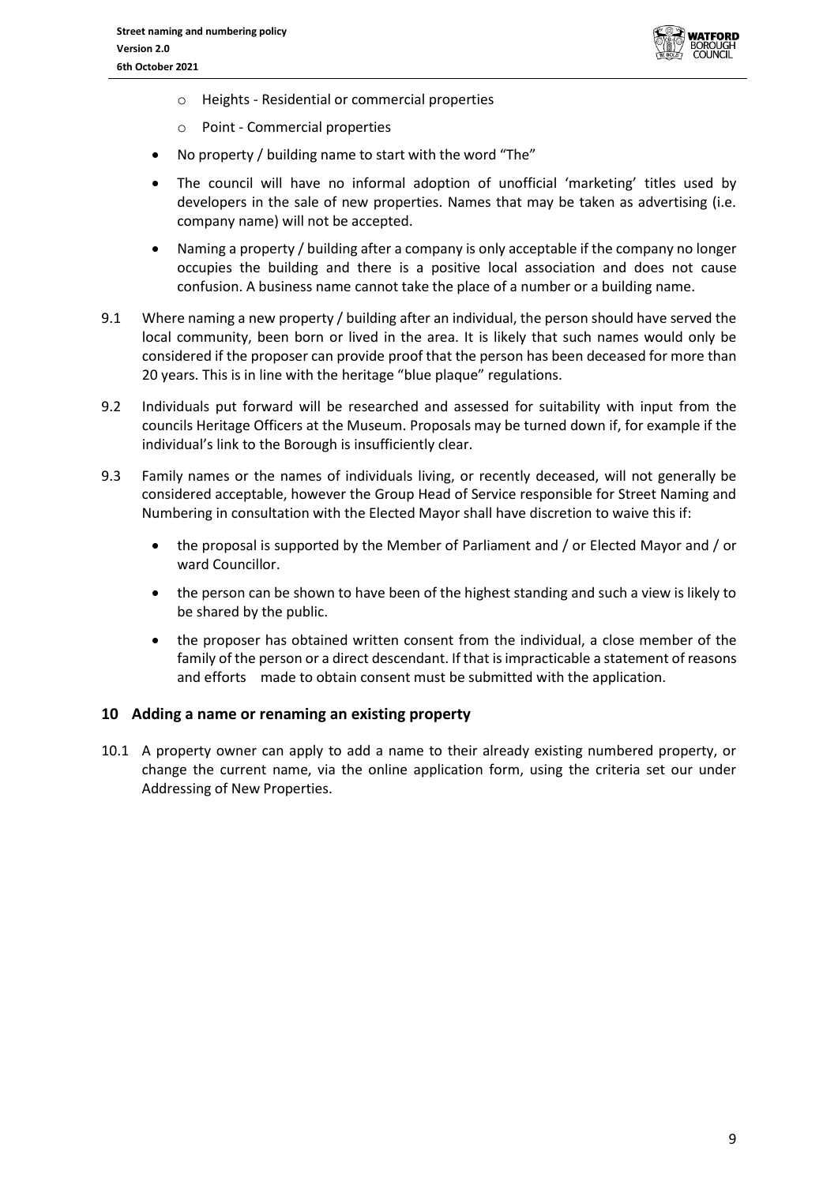- Heights - Residential or commercial properties
  - Point - Commercial properties
- No property / building name to start with the word "The"
- The council will have no informal adoption of unofficial 'marketing' titles used by developers in the sale of new properties. Names that may be taken as advertising (i.e. company name) will not be accepted.
- Naming a property / building after a company is only acceptable if the company no longer occupies the building and there is a positive local association and does not cause confusion. A business name cannot take the place of a number or a building name.

9.1 Where naming a new property / building after an individual, the person should have served the local community, been born or lived in the area. It is likely that such names would only be considered if the proposer can provide proof that the person has been deceased for more than 20 years. This is in line with the heritage "blue plaque" regulations.

9.2 Individuals put forward will be researched and assessed for suitability with input from the councils Heritage Officers at the Museum. Proposals may be turned down if, for example if the individual's link to the Borough is insufficiently clear.

9.3 Family names or the names of individuals living, or recently deceased, will not generally be considered acceptable, however the Group Head of Service responsible for Street Naming and Numbering in consultation with the Elected Mayor shall have discretion to waive this if:

- the proposal is supported by the Member of Parliament and / or Elected Mayor and / or ward Councillor.
- the person can be shown to have been of the highest standing and such a view is likely to be shared by the public.
- the proposer has obtained written consent from the individual, a close member of the family of the person or a direct descendant. If that is impracticable a statement of reasons and efforts made to obtain consent must be submitted with the application.

## 10 Adding a name or renaming an existing property

10.1 A property owner can apply to add a name to their already existing numbered property, or change the current name, via the online application form, using the criteria set our under Addressing of New Properties.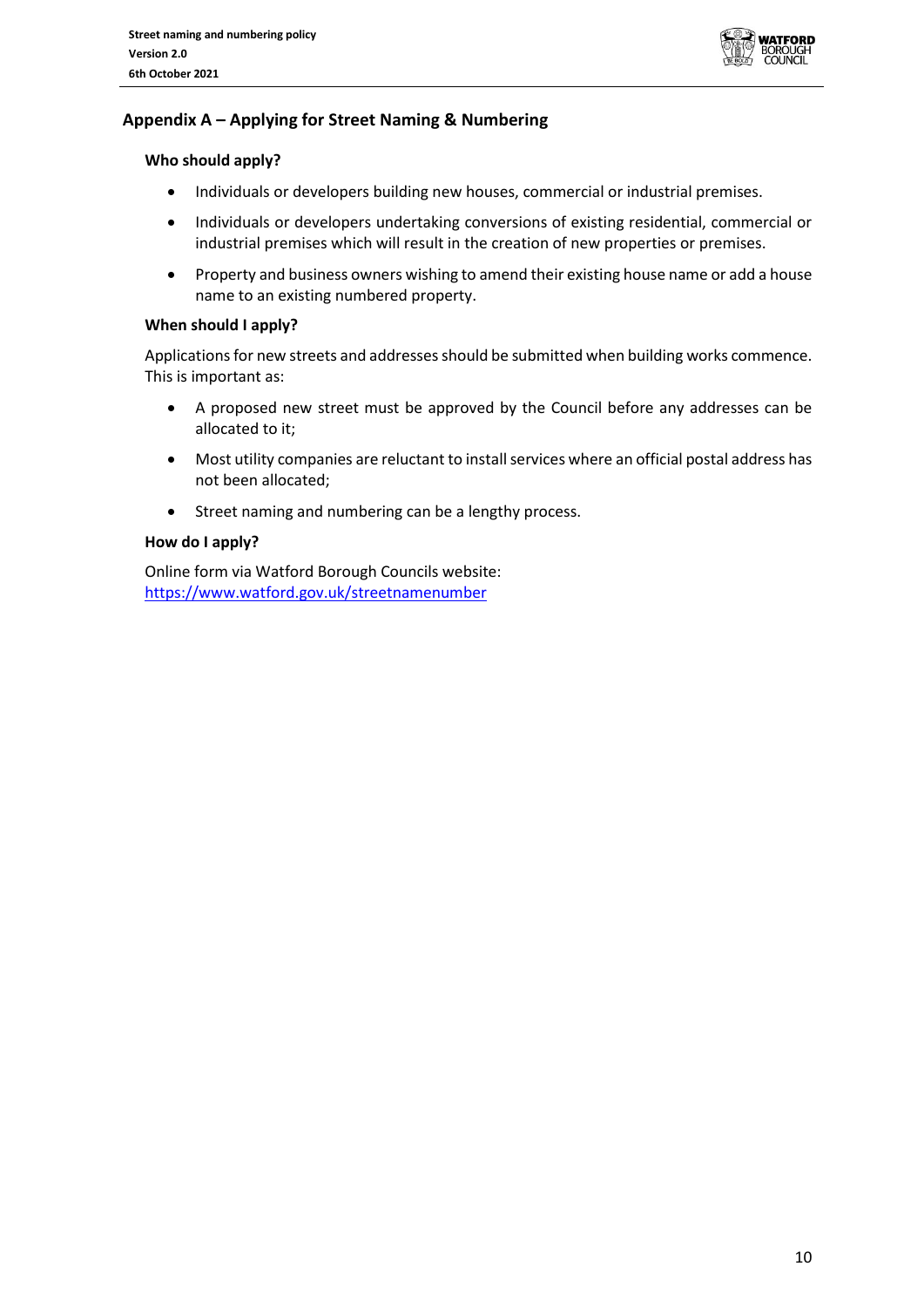## Appendix A – Applying for Street Naming & Numbering

### Who should apply?

- Individuals or developers building new houses, commercial or industrial premises.
- Individuals or developers undertaking conversions of existing residential, commercial or industrial premises which will result in the creation of new properties or premises.
- Property and business owners wishing to amend their existing house name or add a house name to an existing numbered property.

### When should I apply?

Applications for new streets and addresses should be submitted when building works commence. This is important as:

- A proposed new street must be approved by the Council before any addresses can be allocated to it;
- Most utility companies are reluctant to install services where an official postal address has not been allocated;
- Street naming and numbering can be a lengthy process.

### How do I apply?

Online form via Watford Borough Councils website:
https://www.watford.gov.uk/streetnamenumber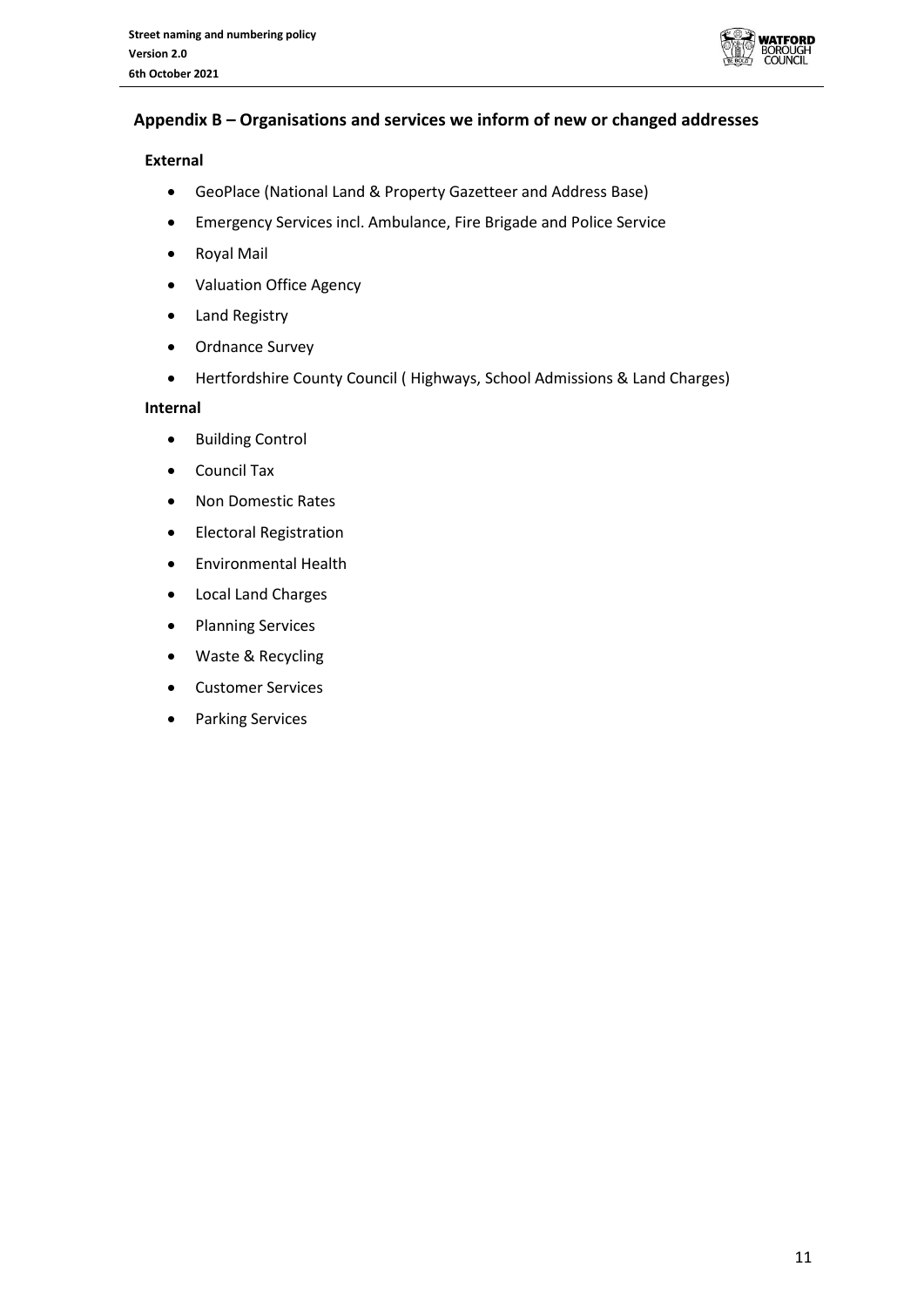## Appendix B – Organisations and services we inform of new or changed addresses

### External

- GeoPlace (National Land & Property Gazetteer and Address Base)
- Emergency Services incl. Ambulance, Fire Brigade and Police Service
- Royal Mail
- Valuation Office Agency
- Land Registry
- Ordnance Survey
- Hertfordshire County Council ( Highways, School Admissions & Land Charges)

### Internal

- Building Control
- Council Tax
- Non Domestic Rates
- Electoral Registration
- Environmental Health
- Local Land Charges
- Planning Services
- Waste & Recycling
- Customer Services
- Parking Services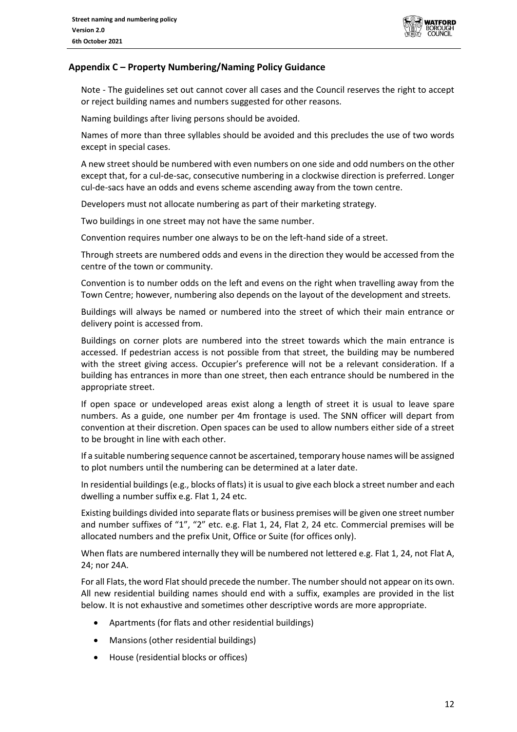## Appendix C – Property Numbering/Naming Policy Guidance

Note - The guidelines set out cannot cover all cases and the Council reserves the right to accept or reject building names and numbers suggested for other reasons.

Naming buildings after living persons should be avoided.

Names of more than three syllables should be avoided and this precludes the use of two words except in special cases.

A new street should be numbered with even numbers on one side and odd numbers on the other except that, for a cul-de-sac, consecutive numbering in a clockwise direction is preferred. Longer cul-de-sacs have an odds and evens scheme ascending away from the town centre.

Developers must not allocate numbering as part of their marketing strategy.

Two buildings in one street may not have the same number.

Convention requires number one always to be on the left-hand side of a street.

Through streets are numbered odds and evens in the direction they would be accessed from the centre of the town or community.

Convention is to number odds on the left and evens on the right when travelling away from the Town Centre; however, numbering also depends on the layout of the development and streets.

Buildings will always be named or numbered into the street of which their main entrance or delivery point is accessed from.

Buildings on corner plots are numbered into the street towards which the main entrance is accessed. If pedestrian access is not possible from that street, the building may be numbered with the street giving access. Occupier's preference will not be a relevant consideration. If a building has entrances in more than one street, then each entrance should be numbered in the appropriate street.

If open space or undeveloped areas exist along a length of street it is usual to leave spare numbers. As a guide, one number per 4m frontage is used. The SNN officer will depart from convention at their discretion. Open spaces can be used to allow numbers either side of a street to be brought in line with each other.

If a suitable numbering sequence cannot be ascertained, temporary house names will be assigned to plot numbers until the numbering can be determined at a later date.

In residential buildings (e.g., blocks of flats) it is usual to give each block a street number and each dwelling a number suffix e.g. Flat 1, 24 etc.

Existing buildings divided into separate flats or business premises will be given one street number and number suffixes of "1", "2" etc. e.g. Flat 1, 24, Flat 2, 24 etc. Commercial premises will be allocated numbers and the prefix Unit, Office or Suite (for offices only).

When flats are numbered internally they will be numbered not lettered e.g. Flat 1, 24, not Flat A, 24; nor 24A.

For all Flats, the word Flat should precede the number. The number should not appear on its own. All new residential building names should end with a suffix, examples are provided in the list below. It is not exhaustive and sometimes other descriptive words are more appropriate.

- Apartments (for flats and other residential buildings)
- Mansions (other residential buildings)
- House (residential blocks or offices)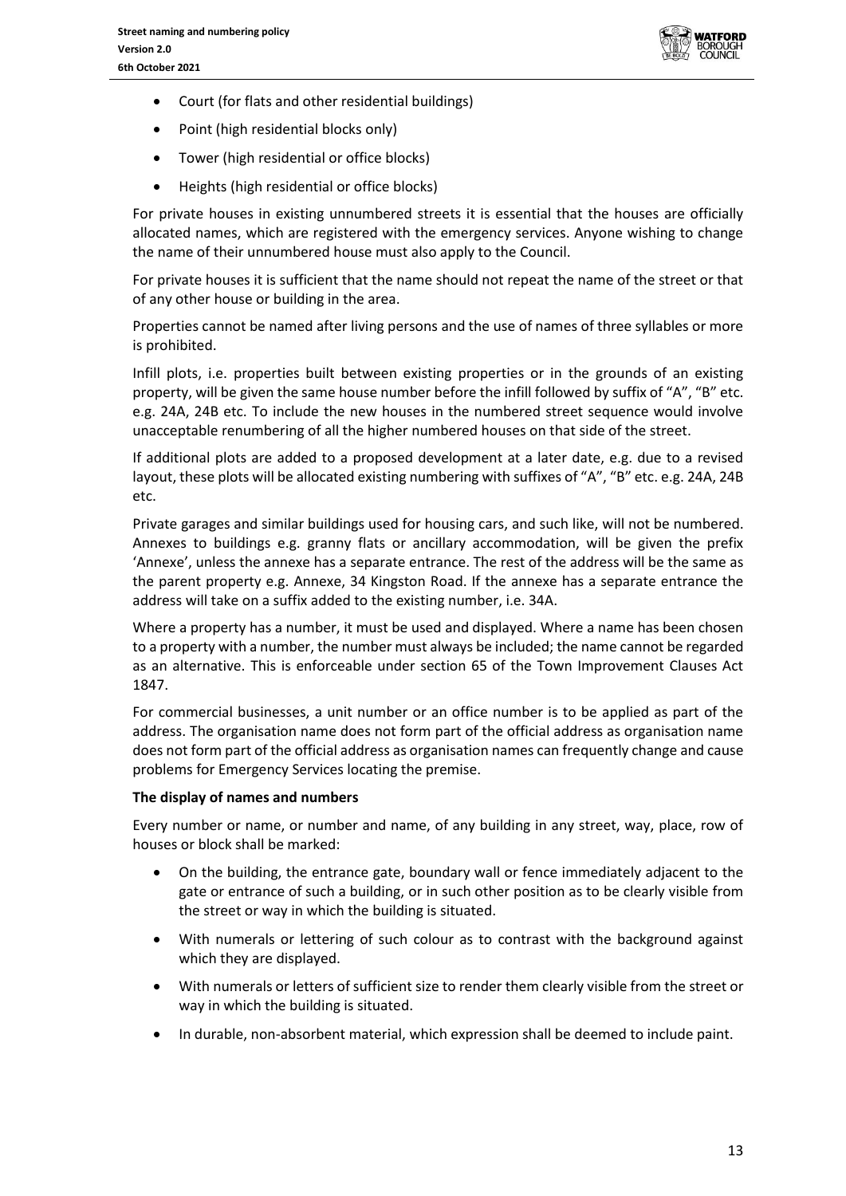- Court (for flats and other residential buildings)
- Point (high residential blocks only)
- Tower (high residential or office blocks)
- Heights (high residential or office blocks)

For private houses in existing unnumbered streets it is essential that the houses are officially allocated names, which are registered with the emergency services. Anyone wishing to change the name of their unnumbered house must also apply to the Council.

For private houses it is sufficient that the name should not repeat the name of the street or that of any other house or building in the area.

Properties cannot be named after living persons and the use of names of three syllables or more is prohibited.

Infill plots, i.e. properties built between existing properties or in the grounds of an existing property, will be given the same house number before the infill followed by suffix of "A", "B" etc. e.g. 24A, 24B etc. To include the new houses in the numbered street sequence would involve unacceptable renumbering of all the higher numbered houses on that side of the street.

If additional plots are added to a proposed development at a later date, e.g. due to a revised layout, these plots will be allocated existing numbering with suffixes of "A", "B" etc. e.g. 24A, 24B etc.

Private garages and similar buildings used for housing cars, and such like, will not be numbered. Annexes to buildings e.g. granny flats or ancillary accommodation, will be given the prefix 'Annexe', unless the annexe has a separate entrance. The rest of the address will be the same as the parent property e.g. Annexe, 34 Kingston Road. If the annexe has a separate entrance the address will take on a suffix added to the existing number, i.e. 34A.

Where a property has a number, it must be used and displayed. Where a name has been chosen to a property with a number, the number must always be included; the name cannot be regarded as an alternative. This is enforceable under section 65 of the Town Improvement Clauses Act 1847.

For commercial businesses, a unit number or an office number is to be applied as part of the address. The organisation name does not form part of the official address as organisation name does not form part of the official address as organisation names can frequently change and cause problems for Emergency Services locating the premise.

**The display of names and numbers**

Every number or name, or number and name, of any building in any street, way, place, row of houses or block shall be marked:

- On the building, the entrance gate, boundary wall or fence immediately adjacent to the gate or entrance of such a building, or in such other position as to be clearly visible from the street or way in which the building is situated.
- With numerals or lettering of such colour as to contrast with the background against which they are displayed.
- With numerals or letters of sufficient size to render them clearly visible from the street or way in which the building is situated.
- In durable, non-absorbent material, which expression shall be deemed to include paint.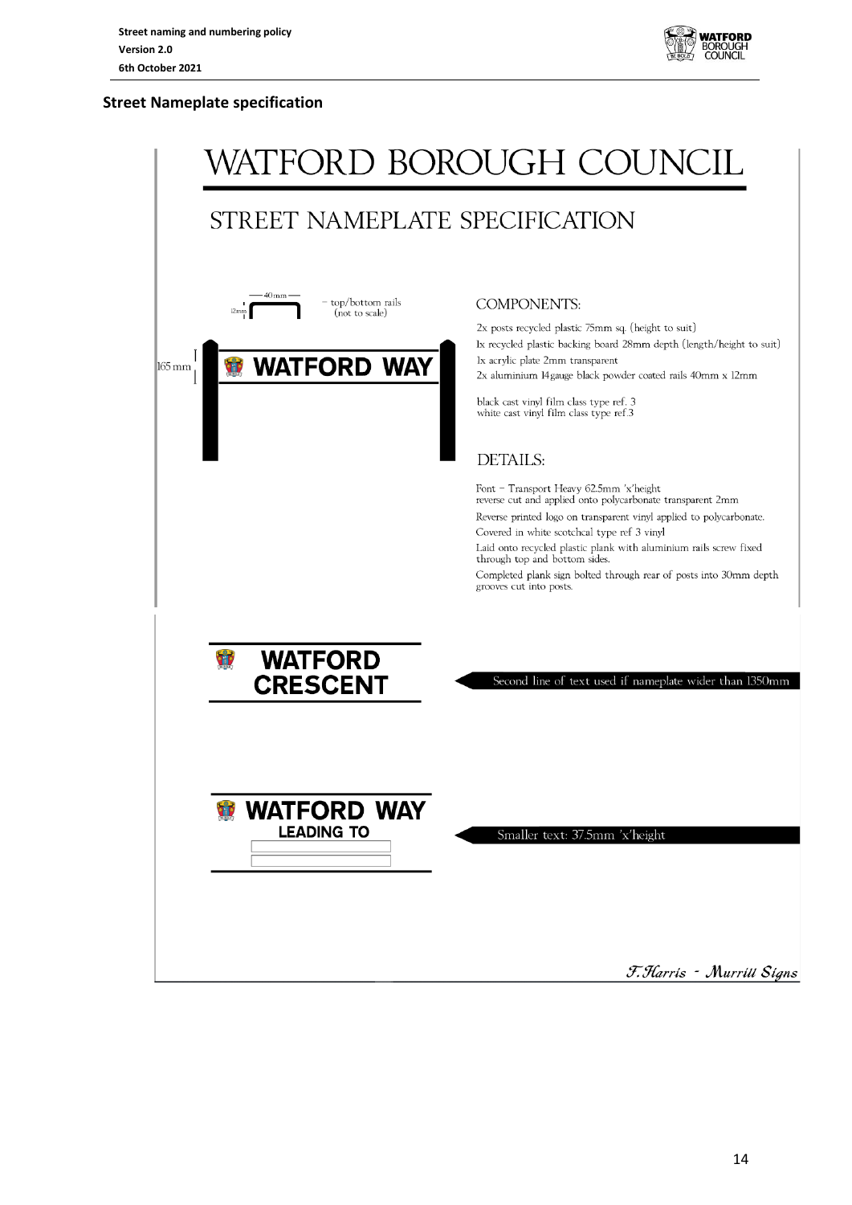## Street Nameplate specification

# WATFORD BOROUGH COUNCIL

## STREET NAMEPLATE SPECIFICATION

40mm

12mm

– top/bottom rails (not to scale)

165 mm

WATFORD WAY

### COMPONENTS:

2x posts recycled plastic 75mm sq. (height to suit)

1x recycled plastic backing board 28mm depth (length/height to suit)

1x acrylic plate 2mm transparent

2x aluminium 14gauge black powder coated rails 40mm x 12mm

black cast vinyl film class type ref. 3
white cast vinyl film class type ref.3

### DETAILS:

Font – Transport Heavy 62.5mm 'x'height
reverse cut and applied onto polycarbonate transparent 2mm

Reverse printed logo on transparent vinyl applied to polycarbonate.

Covered in white scotchcal type ref 3 vinyl

Laid onto recycled plastic plank with aluminium rails screw fixed through top and bottom sides.

Completed plank sign bolted through rear of posts into 30mm depth grooves cut into posts.

WATFORD
CRESCENT

Second line of text used if nameplate wider than 1350mm

WATFORD WAY
LEADING TO

Smaller text: 37.5mm 'x'height

*F.Harris - Murrill Signs*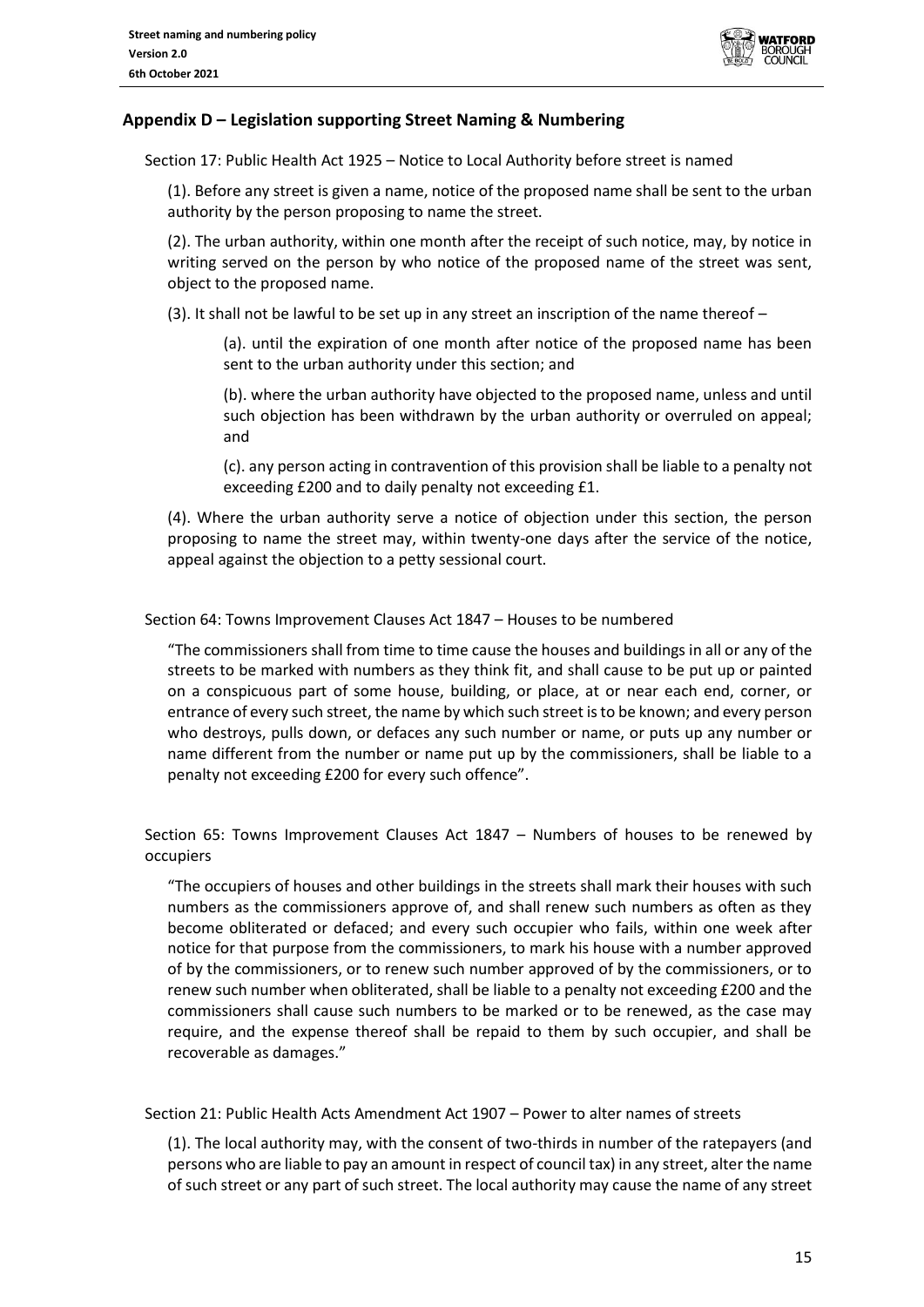## Appendix D – Legislation supporting Street Naming & Numbering

Section 17: Public Health Act 1925 – Notice to Local Authority before street is named

(1). Before any street is given a name, notice of the proposed name shall be sent to the urban authority by the person proposing to name the street.

(2). The urban authority, within one month after the receipt of such notice, may, by notice in writing served on the person by who notice of the proposed name of the street was sent, object to the proposed name.

(3). It shall not be lawful to be set up in any street an inscription of the name thereof –

(a). until the expiration of one month after notice of the proposed name has been sent to the urban authority under this section; and

(b). where the urban authority have objected to the proposed name, unless and until such objection has been withdrawn by the urban authority or overruled on appeal; and

(c). any person acting in contravention of this provision shall be liable to a penalty not exceeding £200 and to daily penalty not exceeding £1.

(4). Where the urban authority serve a notice of objection under this section, the person proposing to name the street may, within twenty-one days after the service of the notice, appeal against the objection to a petty sessional court.

Section 64: Towns Improvement Clauses Act 1847 – Houses to be numbered

"The commissioners shall from time to time cause the houses and buildings in all or any of the streets to be marked with numbers as they think fit, and shall cause to be put up or painted on a conspicuous part of some house, building, or place, at or near each end, corner, or entrance of every such street, the name by which such street is to be known; and every person who destroys, pulls down, or defaces any such number or name, or puts up any number or name different from the number or name put up by the commissioners, shall be liable to a penalty not exceeding £200 for every such offence".

Section 65: Towns Improvement Clauses Act 1847 – Numbers of houses to be renewed by occupiers

"The occupiers of houses and other buildings in the streets shall mark their houses with such numbers as the commissioners approve of, and shall renew such numbers as often as they become obliterated or defaced; and every such occupier who fails, within one week after notice for that purpose from the commissioners, to mark his house with a number approved of by the commissioners, or to renew such number approved of by the commissioners, or to renew such number when obliterated, shall be liable to a penalty not exceeding £200 and the commissioners shall cause such numbers to be marked or to be renewed, as the case may require, and the expense thereof shall be repaid to them by such occupier, and shall be recoverable as damages."

Section 21: Public Health Acts Amendment Act 1907 – Power to alter names of streets

(1). The local authority may, with the consent of two-thirds in number of the ratepayers (and persons who are liable to pay an amount in respect of council tax) in any street, alter the name of such street or any part of such street. The local authority may cause the name of any street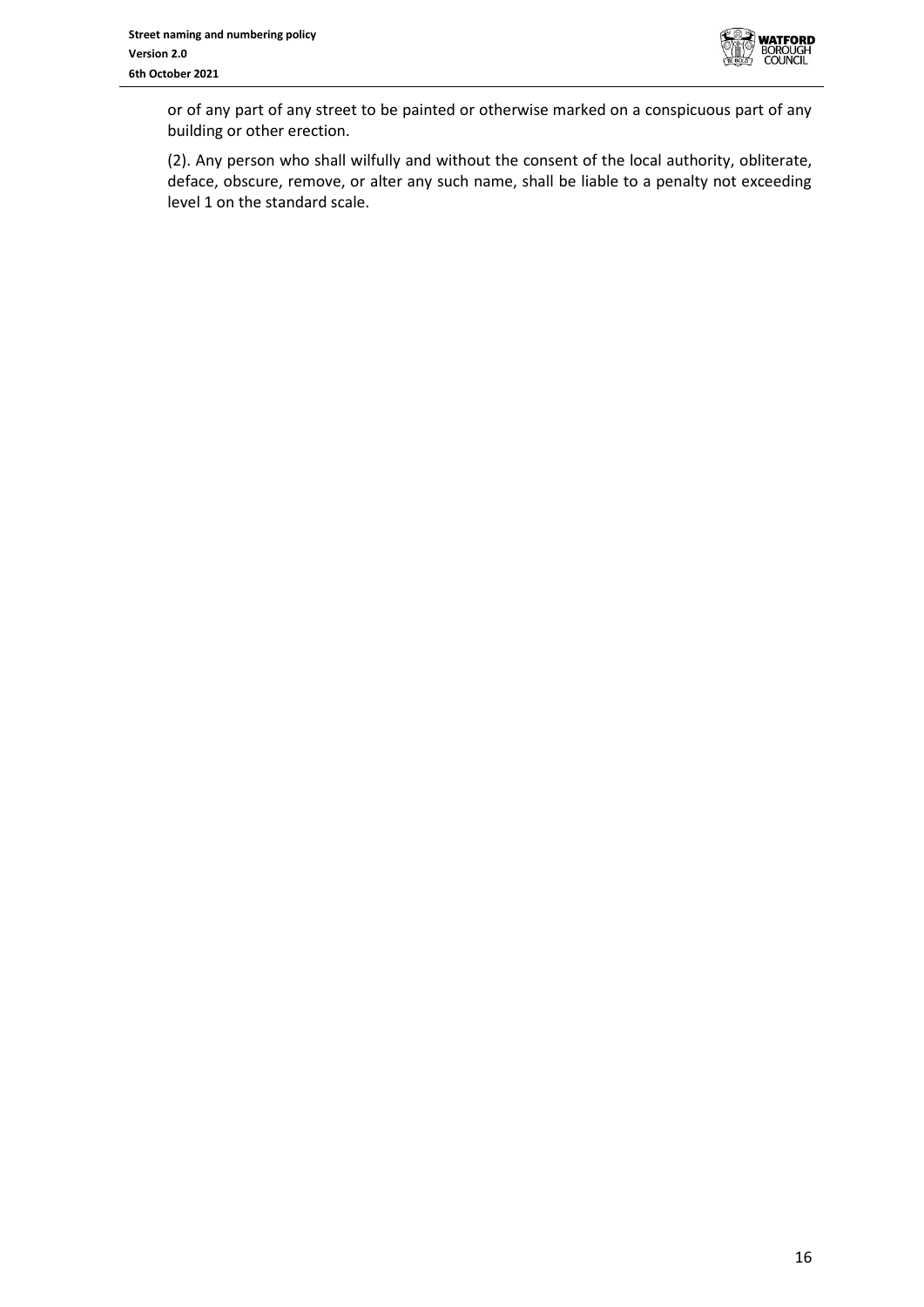or of any part of any street to be painted or otherwise marked on a conspicuous part of any building or other erection.

(2). Any person who shall wilfully and without the consent of the local authority, obliterate, deface, obscure, remove, or alter any such name, shall be liable to a penalty not exceeding level 1 on the standard scale.